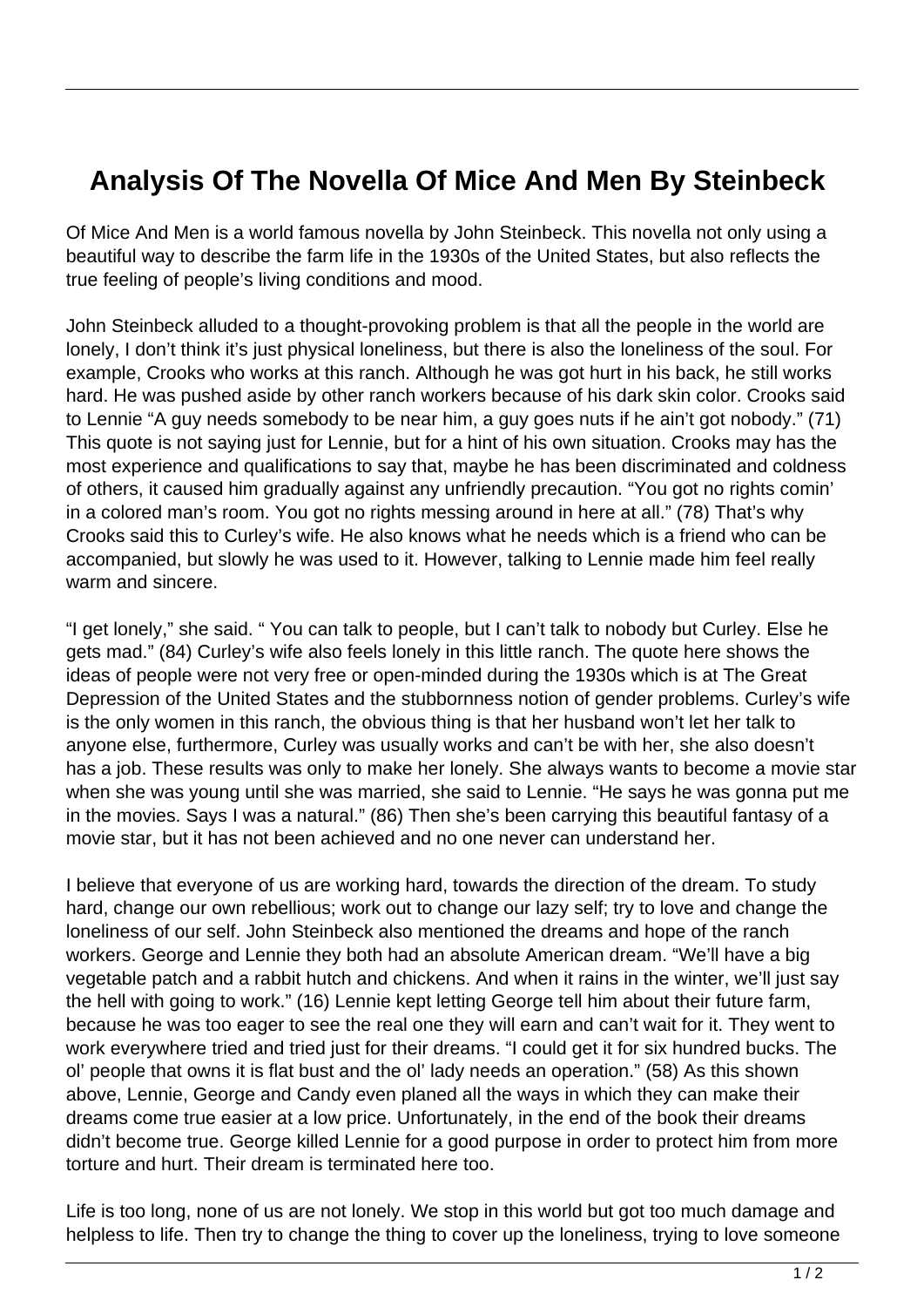# Analysis Of The Novella Of Mice And Men By Steinbeck

Of Mice And Men is a world famous novella by John Steinbeck. This novella not only using a beautiful way to describe the farm life in the 1930s of the United States, but also reflects the true feeling of people's living conditions and mood.

John Steinbeck alluded to a thought-provoking problem is that all the people in the world are lonely, I don't think it's just physical loneliness, but there is also the loneliness of the soul. For example, Crooks who works at this ranch. Although he was got hurt in his back, he still works hard. He was pushed aside by other ranch workers because of his dark skin color. Crooks said to Lennie "A guy needs somebody to be near him, a guy goes nuts if he ain't got nobody." (71) This quote is not saying just for Lennie, but for a hint of his own situation. Crooks may has the most experience and qualifications to say that, maybe he has been discriminated and coldness of others, it caused him gradually against any unfriendly precaution. "You got no rights comin' in a colored man's room. You got no rights messing around in here at all." (78) That's why Crooks said this to Curley's wife. He also knows what he needs which is a friend who can be accompanied, but slowly he was used to it. However, talking to Lennie made him feel really warm and sincere.

"I get lonely," she said. " You can talk to people, but I can't talk to nobody but Curley. Else he gets mad." (84) Curley's wife also feels lonely in this little ranch. The quote here shows the ideas of people were not very free or open-minded during the 1930s which is at The Great Depression of the United States and the stubbornness notion of gender problems. Curley's wife is the only women in this ranch, the obvious thing is that her husband won't let her talk to anyone else, furthermore, Curley was usually works and can't be with her, she also doesn't has a job. These results was only to make her lonely. She always wants to become a movie star when she was young until she was married, she said to Lennie. "He says he was gonna put me in the movies. Says I was a natural." (86) Then she's been carrying this beautiful fantasy of a movie star, but it has not been achieved and no one never can understand her.

I believe that everyone of us are working hard, towards the direction of the dream. To study hard, change our own rebellious; work out to change our lazy self; try to love and change the loneliness of our self. John Steinbeck also mentioned the dreams and hope of the ranch workers. George and Lennie they both had an absolute American dream. "We'll have a big vegetable patch and a rabbit hutch and chickens. And when it rains in the winter, we'll just say the hell with going to work." (16) Lennie kept letting George tell him about their future farm, because he was too eager to see the real one they will earn and can't wait for it. They went to work everywhere tried and tried just for their dreams. "I could get it for six hundred bucks. The ol' people that owns it is flat bust and the ol' lady needs an operation." (58) As this shown above, Lennie, George and Candy even planed all the ways in which they can make their dreams come true easier at a low price. Unfortunately, in the end of the book their dreams didn't become true. George killed Lennie for a good purpose in order to protect him from more torture and hurt. Their dream is terminated here too.

Life is too long, none of us are not lonely. We stop in this world but got too much damage and helpless to life. Then try to change the thing to cover up the loneliness, trying to love someone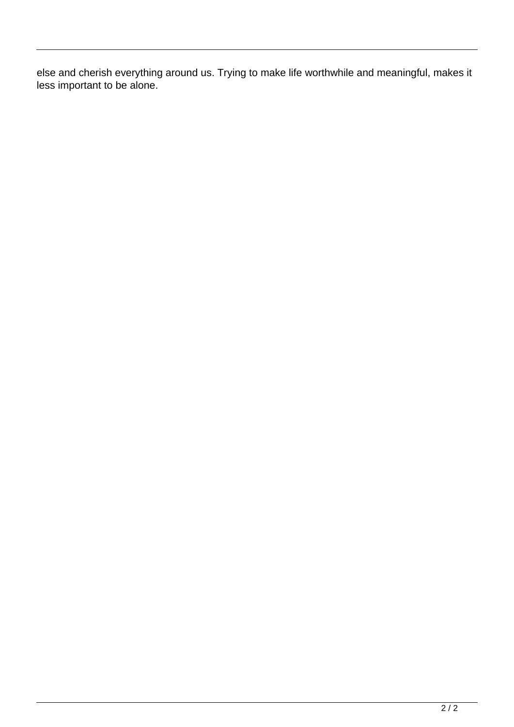else and cherish everything around us. Trying to make life worthwhile and meaningful, makes it less important to be alone.